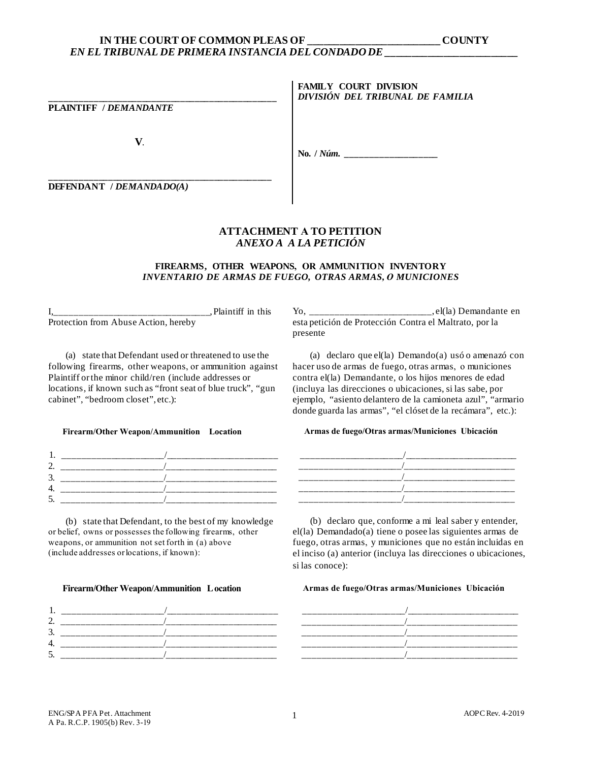**IN THE COURT OF COMMON PLEAS OF ________________________ COUNTY**
***EN EL TRIBUNAL DE PRIMERA INSTANCIA DEL CONDADO DE ________________________***

_______________________________________________
**PLAINTIFF / *DEMANDANTE***

**V**.

_______________________________________________
**DEFENDANT / *DEMANDADO(A)***

**FAMILY COURT DIVISION**
***DIVISIÓN DEL TRIBUNAL DE FAMILIA***

**No. / *Núm.*** ____________________

## ATTACHMENT A TO PETITION
## *ANEXO A A LA PETICIÓN*

### FIREARMS, OTHER WEAPONS, OR AMMUNITION INVENTORY
### *INVENTARIO DE ARMAS DE FUEGO, OTRAS ARMAS, O MUNICIONES*

I,________________________________, Plaintiff in this Protection from Abuse Action, hereby

(a) state that Defendant used or threatened to use the following firearms, other weapons, or ammunition against Plaintiff or the minor child/ren (include addresses or locations, if known such as "front seat of blue truck", "gun cabinet", "bedroom closet", etc.):

**Firearm/Other Weapon/Ammunition Location**

1. ______________________/________________________
2. ______________________/________________________
3. ______________________/________________________
4. ______________________/________________________
5. ______________________/________________________

(b) state that Defendant, to the best of my knowledge or belief, owns or possesses the following firearms, other weapons, or ammunition not set forth in (a) above (include addresses or locations, if known):

**Firearm/Other Weapon/Ammunition Location**

1. ______________________/________________________
2. ______________________/________________________
3. ______________________/________________________
4. ______________________/________________________
5. ______________________/________________________

Yo, _________________________, el(la) Demandante en esta petición de Protección Contra el Maltrato, por la presente

(a) declaro que el(la) Demando(a) usó o amenazó con hacer uso de armas de fuego, otras armas, o municiones contra el(la) Demandante, o los hijos menores de edad (incluya las direcciones o ubicaciones, si las sabe, por ejemplo, "asiento delantero de la camioneta azul", "armario donde guarda las armas", "el clóset de la recámara", etc.):

**Armas de fuego/Otras armas/Municiones Ubicación**

______________________/________________________
______________________/________________________
______________________/________________________
______________________/________________________
______________________/________________________

(b) declaro que, conforme a mi leal saber y entender, el(la) Demandado(a) tiene o posee las siguientes armas de fuego, otras armas, y municiones que no están incluidas en el inciso (a) anterior (incluya las direcciones o ubicaciones, si las conoce):

**Armas de fuego/Otras armas/Municiones Ubicación**

______________________/________________________
______________________/________________________
______________________/________________________
______________________/________________________
______________________/________________________

ENG/SPA PFA Pet. Attachment A Pa. R.C.P. 1905(b) Rev. 3-19

AOPC Rev. 4-2019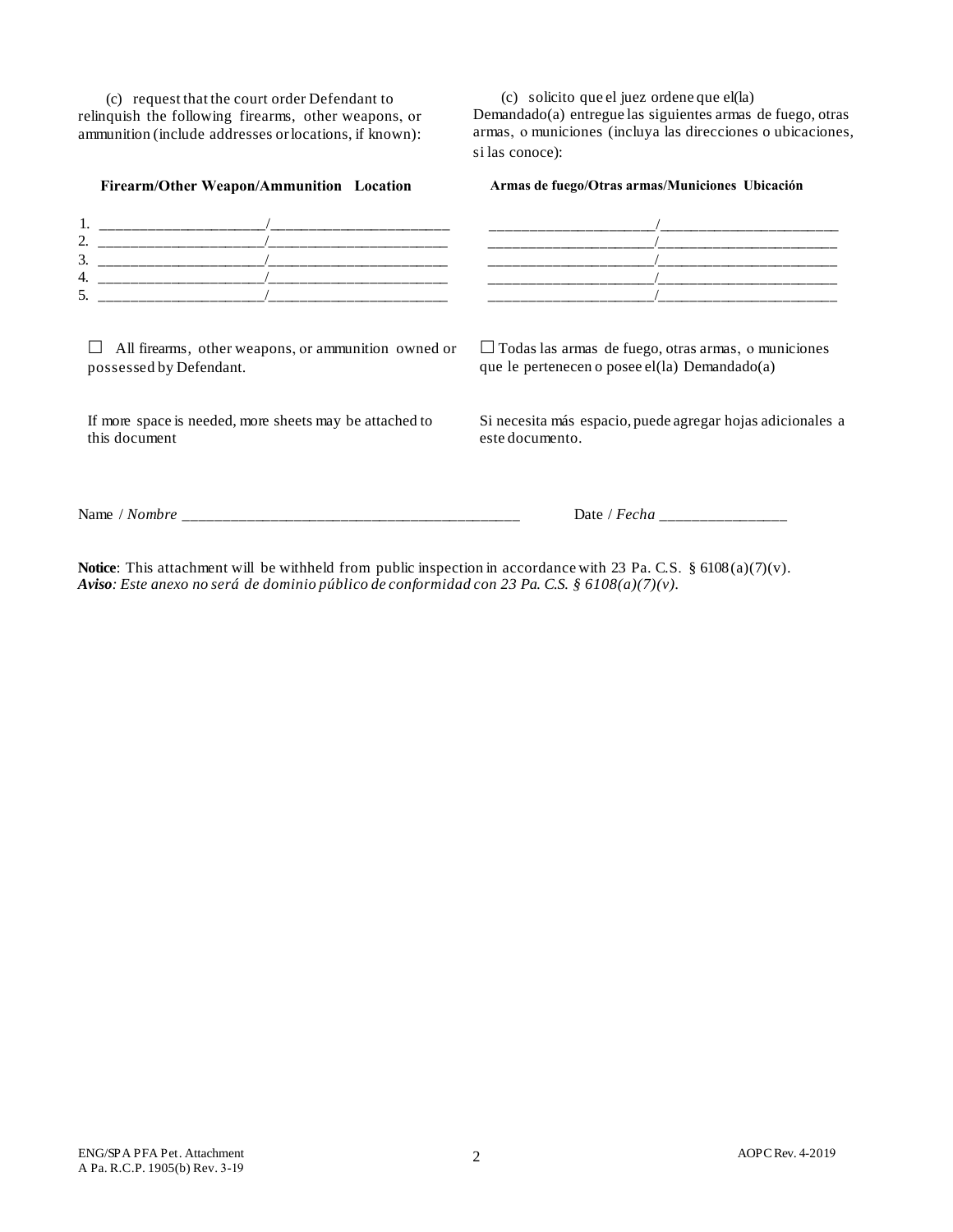(c) request that the court order Defendant to relinquish the following firearms, other weapons, or ammunition (include addresses or locations, if known):

**Firearm/Other Weapon/Ammunition Location**

1. ______________________/________________________
2. ______________________/________________________
3. ______________________/________________________
4. ______________________/________________________
5. ______________________/________________________

☐ All firearms, other weapons, or ammunition owned or possessed by Defendant.

If more space is needed, more sheets may be attached to this document

(c) solicito que el juez ordene que el(la) Demandado(a) entregue las siguientes armas de fuego, otras armas, o municiones (incluya las direcciones o ubicaciones, si las conoce):

**Armas de fuego/Otras armas/Municiones Ubicación**

______________________/________________________
______________________/________________________
______________________/________________________
______________________/________________________
______________________/________________________

☐ Todas las armas de fuego, otras armas, o municiones que le pertenecen o posee el(la) Demandado(a)

Si necesita más espacio, puede agregar hojas adicionales a este documento.

Name / *Nombre* ______________________________________________ Date / *Fecha* ________________

**Notice**: This attachment will be withheld from public inspection in accordance with 23 Pa. C.S. § 6108(a)(7)(v).
***Aviso****: Este anexo no será de dominio público de conformidad con 23 Pa. C.S. § 6108(a)(7)(v).*

ENG/SPA PFA Pet. Attachment
A Pa. R.C.P. 1905(b) Rev. 3-19

AOPC Rev. 4-2019